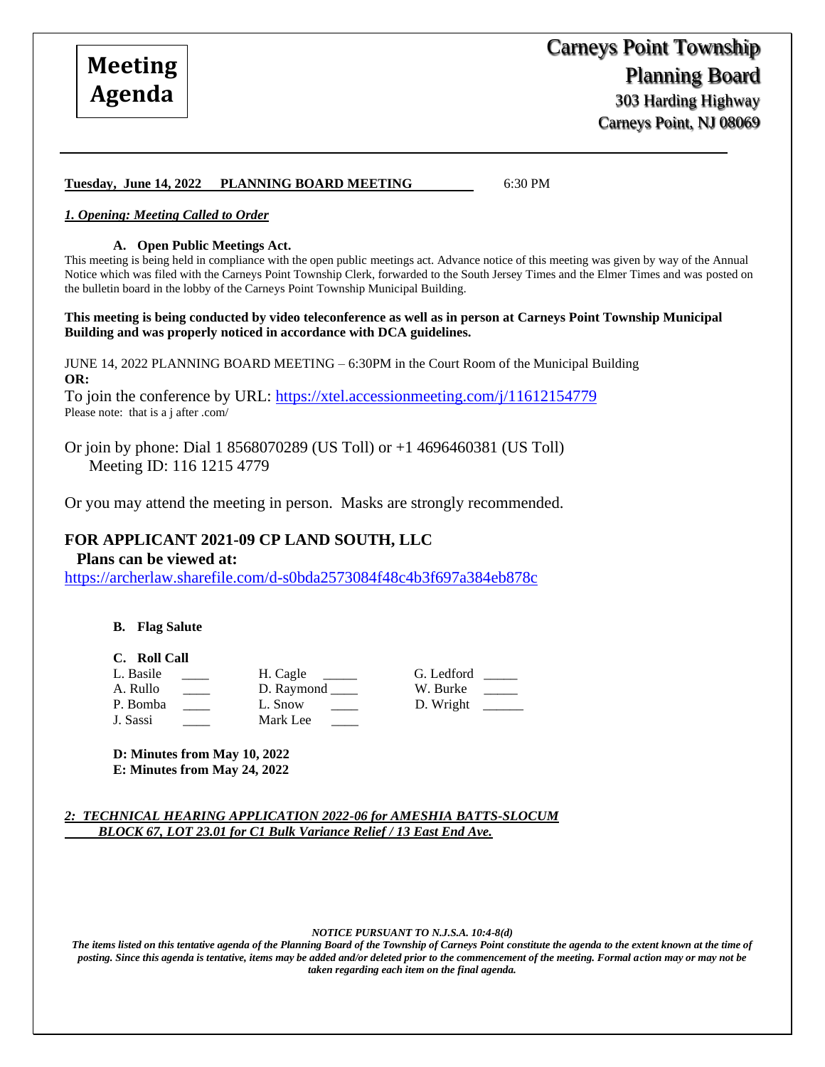**Meeting Agenda**

# Carneys Point Township Planning Board

303 Harding Highway
Carneys Point, NJ 08069

**Tuesday, June 14, 2022 PLANNING BOARD MEETING** 6:30 PM

## *1. Opening: Meeting Called to Order*

### A. Open Public Meetings Act.

This meeting is being held in compliance with the open public meetings act. Advance notice of this meeting was given by way of the Annual Notice which was filed with the Carneys Point Township Clerk, forwarded to the South Jersey Times and the Elmer Times and was posted on the bulletin board in the lobby of the Carneys Point Township Municipal Building.

**This meeting is being conducted by video teleconference as well as in person at Carneys Point Township Municipal Building and was properly noticed in accordance with DCA guidelines.**

JUNE 14, 2022 PLANNING BOARD MEETING – 6:30PM in the Court Room of the Municipal Building
**OR:**

To join the conference by URL: https://xtel.accessionmeeting.com/j/11612154779
Please note: that is a j after .com/

Or join by phone: Dial 1 8568070289 (US Toll) or +1 4696460381 (US Toll)
Meeting ID: 116 1215 4779

Or you may attend the meeting in person. Masks are strongly recommended.

## FOR APPLICANT 2021-09 CP LAND SOUTH, LLC

**Plans can be viewed at:**

https://archerlaw.sharefile.com/d-s0bda2573084f48c4b3f697a384eb878c

### B. Flag Salute

### C. Roll Call

| | | | | | |
|---|---|---|---|---|---|
| L. Basile | ____ | H. Cagle | _____ | G. Ledford | _____ |
| A. Rullo | ____ | D. Raymond | ____ | W. Burke | _____ |
| P. Bomba | ____ | L. Snow | ____ | D. Wright | ______ |
| J. Sassi | ____ | Mark Lee | ____ | | |

**D: Minutes from May 10, 2022**
**E: Minutes from May 24, 2022**

## *2: TECHNICAL HEARING APPLICATION 2022-06 for AMESHIA BATTS-SLOCUM BLOCK 67, LOT 23.01 for C1 Bulk Variance Relief / 13 East End Ave.*

***NOTICE PURSUANT TO N.J.S.A. 10:4-8(d)***

***The items listed on this tentative agenda of the Planning Board of the Township of Carneys Point constitute the agenda to the extent known at the time of posting. Since this agenda is tentative, items may be added and/or deleted prior to the commencement of the meeting. Formal action may or may not be taken regarding each item on the final agenda.***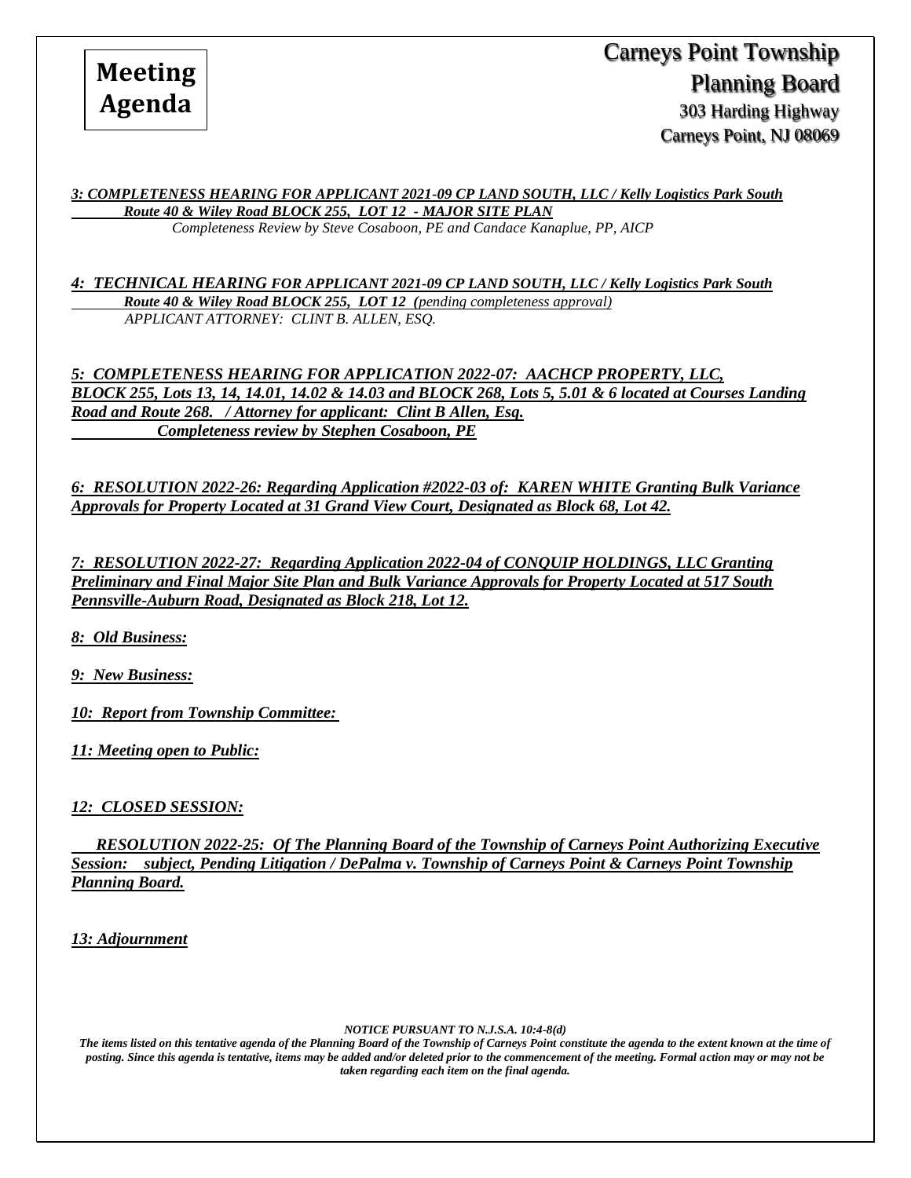**Meeting Agenda**

# Carneys Point Township
## Planning Board
303 Harding Highway
Carneys Point, NJ 08069

***3: COMPLETENESS HEARING FOR APPLICANT 2021-09 CP LAND SOUTH, LLC / Kelly Logistics Park South Route 40 & Wiley Road BLOCK 255, LOT 12 - MAJOR SITE PLAN***
*Completeness Review by Steve Cosaboon, PE and Candace Kanaplue, PP, AICP*

***4: TECHNICAL HEARING FOR APPLICANT 2021-09 CP LAND SOUTH, LLC / Kelly Logistics Park South Route 40 & Wiley Road BLOCK 255, LOT 12 (pending completeness approval)***
*APPLICANT ATTORNEY: CLINT B. ALLEN, ESQ.*

***5: COMPLETENESS HEARING FOR APPLICATION 2022-07: AACHCP PROPERTY, LLC, BLOCK 255, Lots 13, 14, 14.01, 14.02 & 14.03 and BLOCK 268, Lots 5, 5.01 & 6 located at Courses Landing Road and Route 268. / Attorney for applicant: Clint B Allen, Esq. Completeness review by Stephen Cosaboon, PE***

***6: RESOLUTION 2022-26: Regarding Application #2022-03 of: KAREN WHITE Granting Bulk Variance Approvals for Property Located at 31 Grand View Court, Designated as Block 68, Lot 42.***

***7: RESOLUTION 2022-27: Regarding Application 2022-04 of CONQUIP HOLDINGS, LLC Granting Preliminary and Final Major Site Plan and Bulk Variance Approvals for Property Located at 517 South Pennsville-Auburn Road, Designated as Block 218, Lot 12.***

***8: Old Business:***

***9: New Business:***

***10: Report from Township Committee:***

***11: Meeting open to Public:***

***12: CLOSED SESSION:***

***RESOLUTION 2022-25: Of The Planning Board of the Township of Carneys Point Authorizing Executive Session: subject, Pending Litigation / DePalma v. Township of Carneys Point & Carneys Point Township Planning Board.***

***13: Adjournment***

***NOTICE PURSUANT TO N.J.S.A. 10:4-8(d)***

***The items listed on this tentative agenda of the Planning Board of the Township of Carneys Point constitute the agenda to the extent known at the time of posting. Since this agenda is tentative, items may be added and/or deleted prior to the commencement of the meeting. Formal action may or may not be taken regarding each item on the final agenda.***